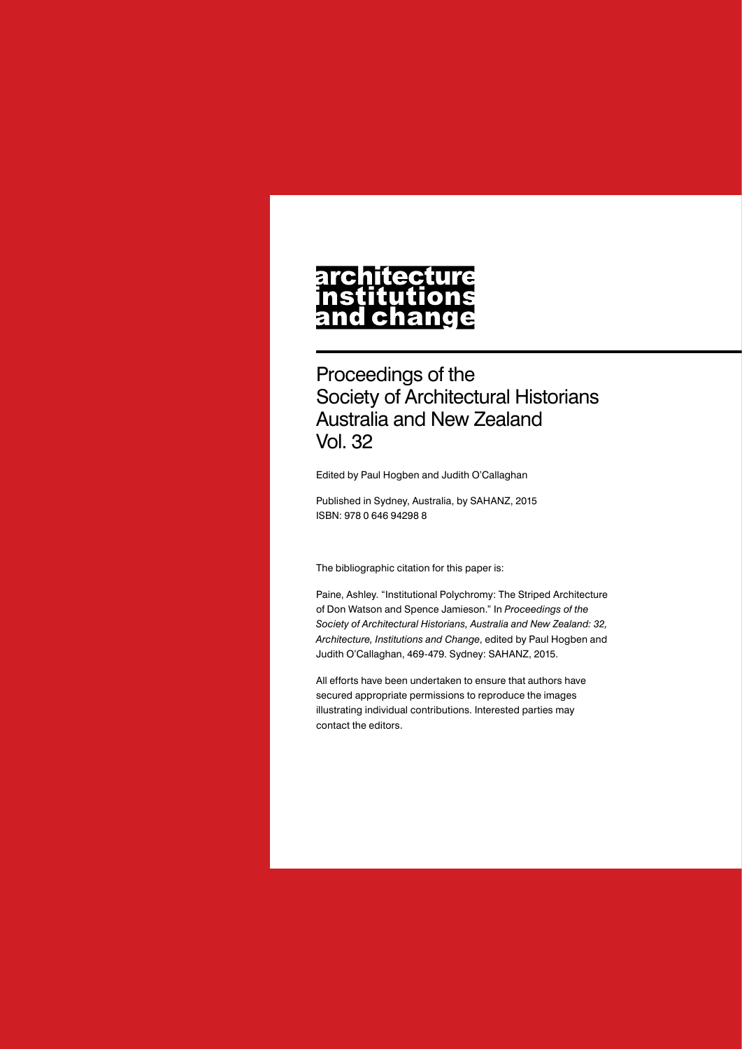# architecture institutions and change

## Proceedings of the Society of Architectural Historians Australia and New Zealand Vol. 32

Edited by Paul Hogben and Judith O'Callaghan

Published in Sydney, Australia, by SAHANZ, 2015
ISBN: 978 0 646 94298 8

The bibliographic citation for this paper is:

Paine, Ashley. "Institutional Polychromy: The Striped Architecture of Don Watson and Spence Jamieson." In *Proceedings of the Society of Architectural Historians, Australia and New Zealand: 32, Architecture, Institutions and Change*, edited by Paul Hogben and Judith O'Callaghan, 469-479. Sydney: SAHANZ, 2015.

All efforts have been undertaken to ensure that authors have secured appropriate permissions to reproduce the images illustrating individual contributions. Interested parties may contact the editors.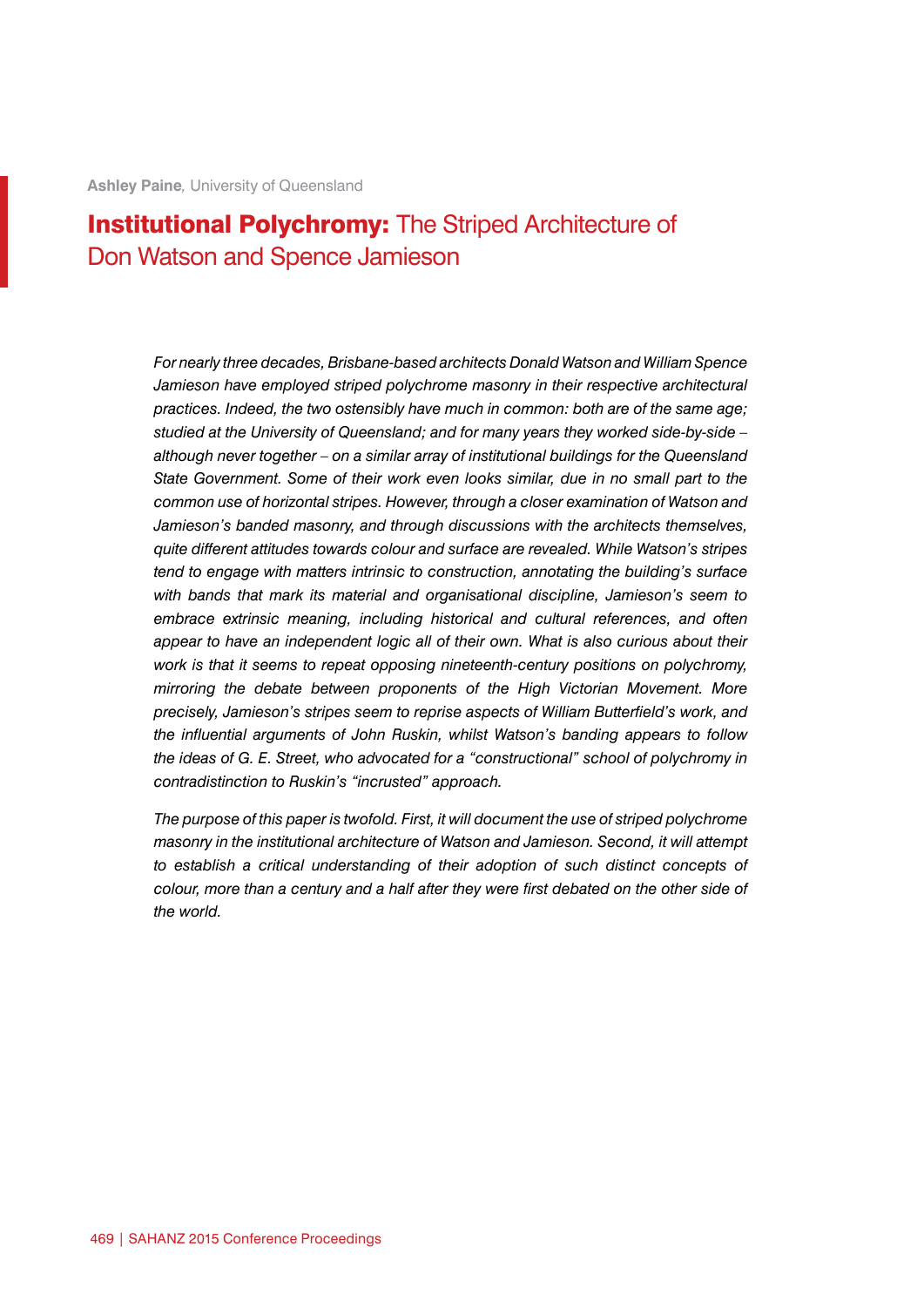**Ashley Paine**, University of Queensland

# **Institutional Polychromy:** The Striped Architecture of Don Watson and Spence Jamieson

*For nearly three decades, Brisbane-based architects Donald Watson and William Spence Jamieson have employed striped polychrome masonry in their respective architectural practices. Indeed, the two ostensibly have much in common: both are of the same age; studied at the University of Queensland; and for many years they worked side-by-side – although never together – on a similar array of institutional buildings for the Queensland State Government. Some of their work even looks similar, due in no small part to the common use of horizontal stripes. However, through a closer examination of Watson and Jamieson's banded masonry, and through discussions with the architects themselves, quite different attitudes towards colour and surface are revealed. While Watson's stripes tend to engage with matters intrinsic to construction, annotating the building's surface with bands that mark its material and organisational discipline, Jamieson's seem to embrace extrinsic meaning, including historical and cultural references, and often appear to have an independent logic all of their own. What is also curious about their work is that it seems to repeat opposing nineteenth-century positions on polychromy, mirroring the debate between proponents of the High Victorian Movement. More precisely, Jamieson's stripes seem to reprise aspects of William Butterfield's work, and the influential arguments of John Ruskin, whilst Watson's banding appears to follow the ideas of G. E. Street, who advocated for a "constructional" school of polychromy in contradistinction to Ruskin's "incrusted" approach.*

*The purpose of this paper is twofold. First, it will document the use of striped polychrome masonry in the institutional architecture of Watson and Jamieson. Second, it will attempt to establish a critical understanding of their adoption of such distinct concepts of colour, more than a century and a half after they were first debated on the other side of the world.*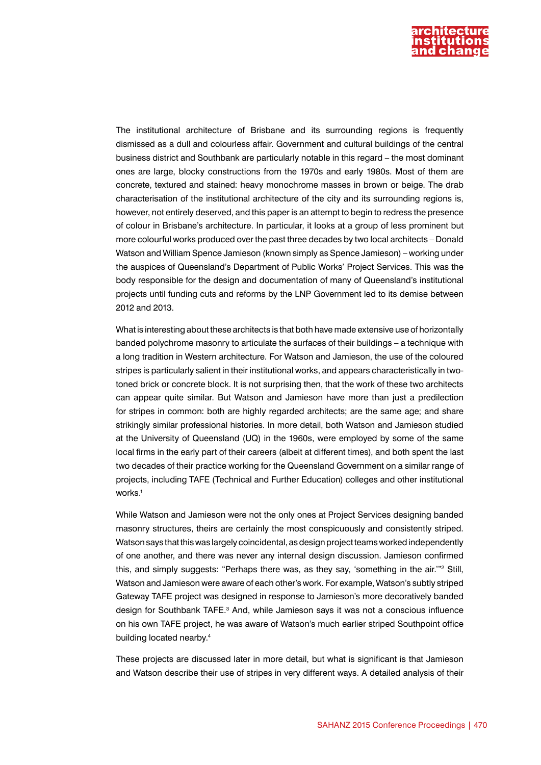The institutional architecture of Brisbane and its surrounding regions is frequently dismissed as a dull and colourless affair. Government and cultural buildings of the central business district and Southbank are particularly notable in this regard – the most dominant ones are large, blocky constructions from the 1970s and early 1980s. Most of them are concrete, textured and stained: heavy monochrome masses in brown or beige. The drab characterisation of the institutional architecture of the city and its surrounding regions is, however, not entirely deserved, and this paper is an attempt to begin to redress the presence of colour in Brisbane's architecture. In particular, it looks at a group of less prominent but more colourful works produced over the past three decades by two local architects – Donald Watson and William Spence Jamieson (known simply as Spence Jamieson) – working under the auspices of Queensland's Department of Public Works' Project Services. This was the body responsible for the design and documentation of many of Queensland's institutional projects until funding cuts and reforms by the LNP Government led to its demise between 2012 and 2013.

What is interesting about these architects is that both have made extensive use of horizontally banded polychrome masonry to articulate the surfaces of their buildings – a technique with a long tradition in Western architecture. For Watson and Jamieson, the use of the coloured stripes is particularly salient in their institutional works, and appears characteristically in two-toned brick or concrete block. It is not surprising then, that the work of these two architects can appear quite similar. But Watson and Jamieson have more than just a predilection for stripes in common: both are highly regarded architects; are the same age; and share strikingly similar professional histories. In more detail, both Watson and Jamieson studied at the University of Queensland (UQ) in the 1960s, were employed by some of the same local firms in the early part of their careers (albeit at different times), and both spent the last two decades of their practice working for the Queensland Government on a similar range of projects, including TAFE (Technical and Further Education) colleges and other institutional works.[1]

While Watson and Jamieson were not the only ones at Project Services designing banded masonry structures, theirs are certainly the most conspicuously and consistently striped. Watson says that this was largely coincidental, as design project teams worked independently of one another, and there was never any internal design discussion. Jamieson confirmed this, and simply suggests: "Perhaps there was, as they say, 'something in the air.'"[2] Still, Watson and Jamieson were aware of each other's work. For example, Watson's subtly striped Gateway TAFE project was designed in response to Jamieson's more decoratively banded design for Southbank TAFE.[3] And, while Jamieson says it was not a conscious influence on his own TAFE project, he was aware of Watson's much earlier striped Southpoint office building located nearby.[4]

These projects are discussed later in more detail, but what is significant is that Jamieson and Watson describe their use of stripes in very different ways. A detailed analysis of their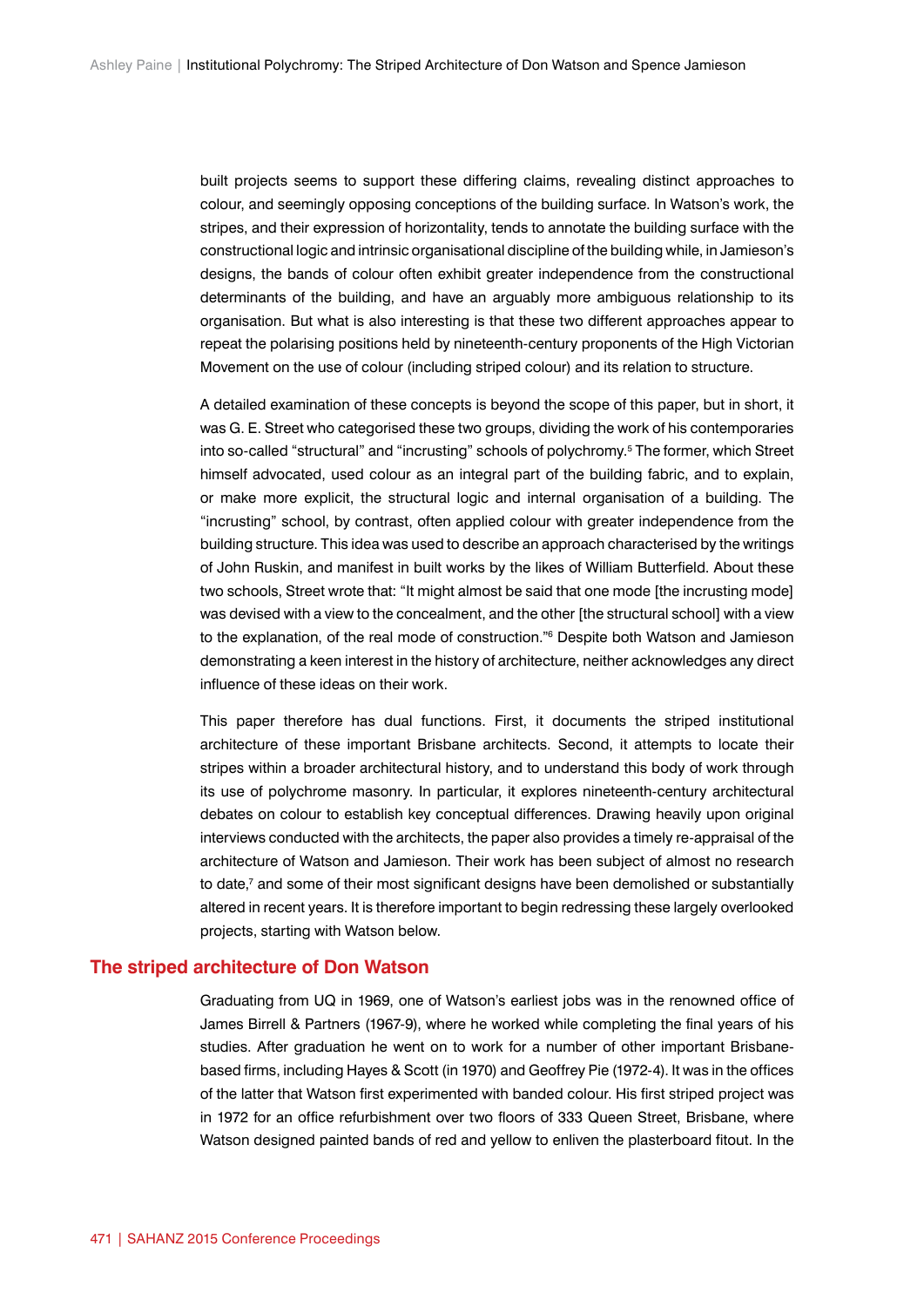built projects seems to support these differing claims, revealing distinct approaches to colour, and seemingly opposing conceptions of the building surface. In Watson's work, the stripes, and their expression of horizontality, tends to annotate the building surface with the constructional logic and intrinsic organisational discipline of the building while, in Jamieson's designs, the bands of colour often exhibit greater independence from the constructional determinants of the building, and have an arguably more ambiguous relationship to its organisation. But what is also interesting is that these two different approaches appear to repeat the polarising positions held by nineteenth-century proponents of the High Victorian Movement on the use of colour (including striped colour) and its relation to structure.

A detailed examination of these concepts is beyond the scope of this paper, but in short, it was G. E. Street who categorised these two groups, dividing the work of his contemporaries into so-called "structural" and "incrusting" schools of polychromy.[5] The former, which Street himself advocated, used colour as an integral part of the building fabric, and to explain, or make more explicit, the structural logic and internal organisation of a building. The "incrusting" school, by contrast, often applied colour with greater independence from the building structure. This idea was used to describe an approach characterised by the writings of John Ruskin, and manifest in built works by the likes of William Butterfield. About these two schools, Street wrote that: "It might almost be said that one mode [the incrusting mode] was devised with a view to the concealment, and the other [the structural school] with a view to the explanation, of the real mode of construction."[6] Despite both Watson and Jamieson demonstrating a keen interest in the history of architecture, neither acknowledges any direct influence of these ideas on their work.

This paper therefore has dual functions. First, it documents the striped institutional architecture of these important Brisbane architects. Second, it attempts to locate their stripes within a broader architectural history, and to understand this body of work through its use of polychrome masonry. In particular, it explores nineteenth-century architectural debates on colour to establish key conceptual differences. Drawing heavily upon original interviews conducted with the architects, the paper also provides a timely re-appraisal of the architecture of Watson and Jamieson. Their work has been subject of almost no research to date,[7] and some of their most significant designs have been demolished or substantially altered in recent years. It is therefore important to begin redressing these largely overlooked projects, starting with Watson below.

## The striped architecture of Don Watson

Graduating from UQ in 1969, one of Watson's earliest jobs was in the renowned office of James Birrell & Partners (1967-9), where he worked while completing the final years of his studies. After graduation he went on to work for a number of other important Brisbane-based firms, including Hayes & Scott (in 1970) and Geoffrey Pie (1972-4). It was in the offices of the latter that Watson first experimented with banded colour. His first striped project was in 1972 for an office refurbishment over two floors of 333 Queen Street, Brisbane, where Watson designed painted bands of red and yellow to enliven the plasterboard fitout. In the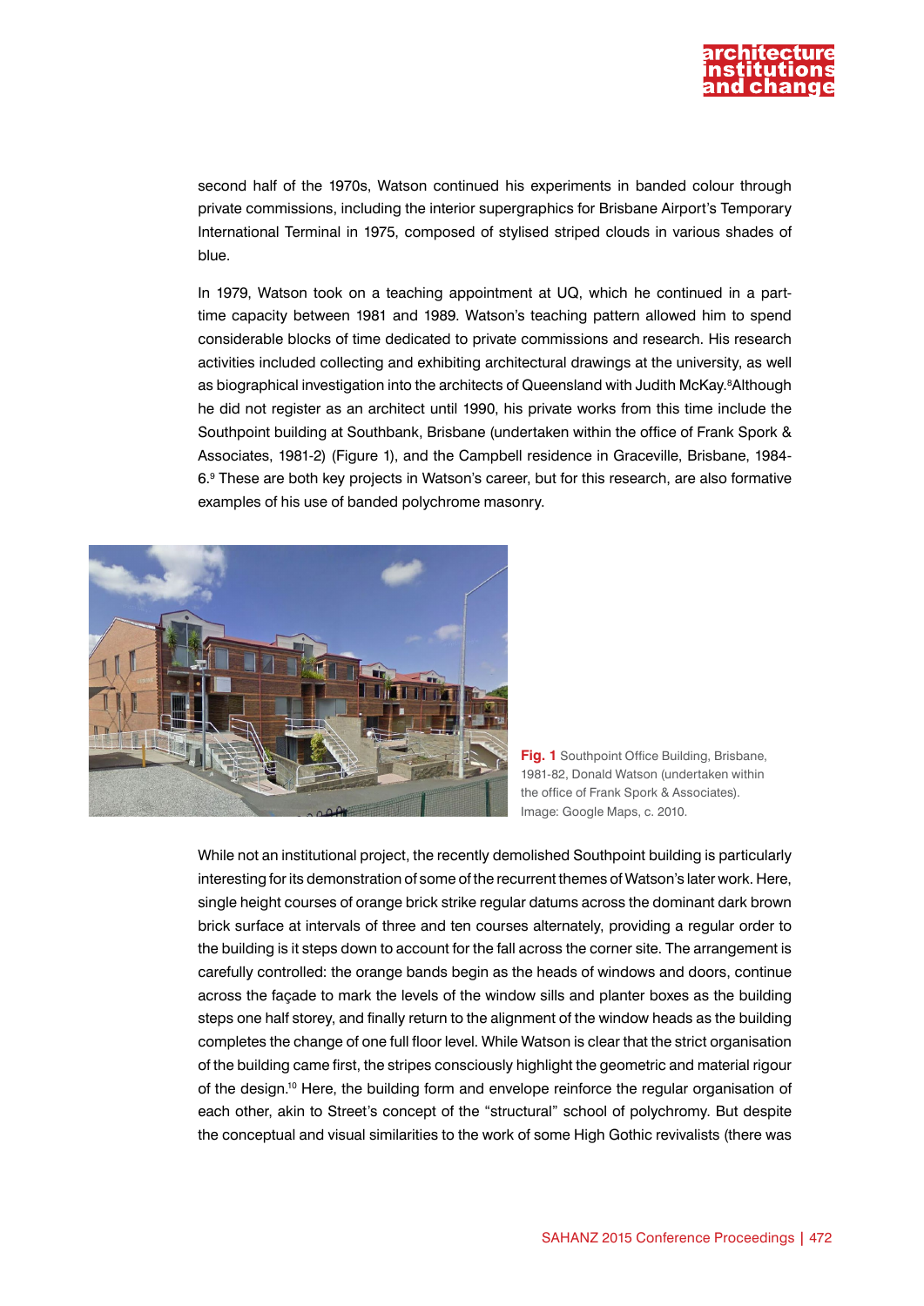second half of the 1970s, Watson continued his experiments in banded colour through private commissions, including the interior supergraphics for Brisbane Airport's Temporary International Terminal in 1975, composed of stylised striped clouds in various shades of blue.

In 1979, Watson took on a teaching appointment at UQ, which he continued in a part-time capacity between 1981 and 1989. Watson's teaching pattern allowed him to spend considerable blocks of time dedicated to private commissions and research. His research activities included collecting and exhibiting architectural drawings at the university, as well as biographical investigation into the architects of Queensland with Judith McKay.[8] Although he did not register as an architect until 1990, his private works from this time include the Southpoint building at Southbank, Brisbane (undertaken within the office of Frank Spork & Associates, 1981-2) (Figure 1), and the Campbell residence in Graceville, Brisbane, 1984-6.[9] These are both key projects in Watson's career, but for this research, are also formative examples of his use of banded polychrome masonry.

**Fig. 1** Southpoint Office Building, Brisbane, 1981-82, Donald Watson (undertaken within the office of Frank Spork & Associates). Image: Google Maps, c. 2010.

While not an institutional project, the recently demolished Southpoint building is particularly interesting for its demonstration of some of the recurrent themes of Watson's later work. Here, single height courses of orange brick strike regular datums across the dominant dark brown brick surface at intervals of three and ten courses alternately, providing a regular order to the building is it steps down to account for the fall across the corner site. The arrangement is carefully controlled: the orange bands begin as the heads of windows and doors, continue across the façade to mark the levels of the window sills and planter boxes as the building steps one half storey, and finally return to the alignment of the window heads as the building completes the change of one full floor level. While Watson is clear that the strict organisation of the building came first, the stripes consciously highlight the geometric and material rigour of the design.[10] Here, the building form and envelope reinforce the regular organisation of each other, akin to Street's concept of the "structural" school of polychromy. But despite the conceptual and visual similarities to the work of some High Gothic revivalists (there was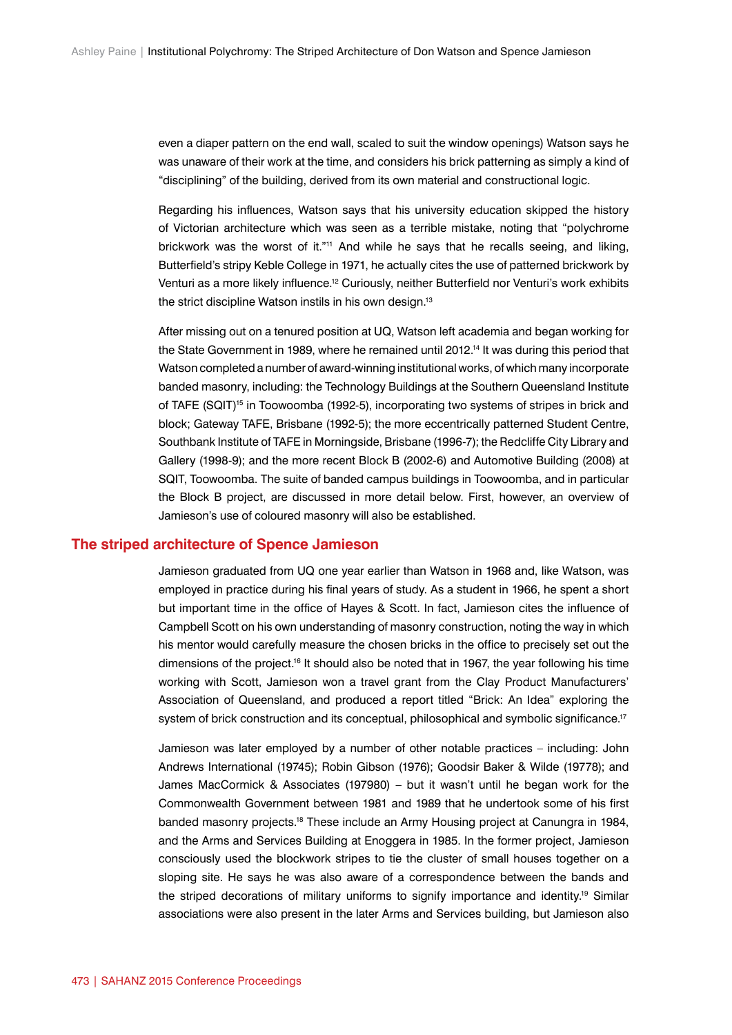even a diaper pattern on the end wall, scaled to suit the window openings) Watson says he was unaware of their work at the time, and considers his brick patterning as simply a kind of "disciplining" of the building, derived from its own material and constructional logic.

Regarding his influences, Watson says that his university education skipped the history of Victorian architecture which was seen as a terrible mistake, noting that "polychrome brickwork was the worst of it."[11] And while he says that he recalls seeing, and liking, Butterfield's stripy Keble College in 1971, he actually cites the use of patterned brickwork by Venturi as a more likely influence.[12] Curiously, neither Butterfield nor Venturi's work exhibits the strict discipline Watson instils in his own design.[13]

After missing out on a tenured position at UQ, Watson left academia and began working for the State Government in 1989, where he remained until 2012.[14] It was during this period that Watson completed a number of award-winning institutional works, of which many incorporate banded masonry, including: the Technology Buildings at the Southern Queensland Institute of TAFE (SQIT)[15] in Toowoomba (1992-5), incorporating two systems of stripes in brick and block; Gateway TAFE, Brisbane (1992-5); the more eccentrically patterned Student Centre, Southbank Institute of TAFE in Morningside, Brisbane (1996-7); the Redcliffe City Library and Gallery (1998-9); and the more recent Block B (2002-6) and Automotive Building (2008) at SQIT, Toowoomba. The suite of banded campus buildings in Toowoomba, and in particular the Block B project, are discussed in more detail below. First, however, an overview of Jamieson's use of coloured masonry will also be established.

## The striped architecture of Spence Jamieson

Jamieson graduated from UQ one year earlier than Watson in 1968 and, like Watson, was employed in practice during his final years of study. As a student in 1966, he spent a short but important time in the office of Hayes & Scott. In fact, Jamieson cites the influence of Campbell Scott on his own understanding of masonry construction, noting the way in which his mentor would carefully measure the chosen bricks in the office to precisely set out the dimensions of the project.[16] It should also be noted that in 1967, the year following his time working with Scott, Jamieson won a travel grant from the Clay Product Manufacturers' Association of Queensland, and produced a report titled "Brick: An Idea" exploring the system of brick construction and its conceptual, philosophical and symbolic significance.[17]

Jamieson was later employed by a number of other notable practices – including: John Andrews International (19745); Robin Gibson (1976); Goodsir Baker & Wilde (19778); and James MacCormick & Associates (197980) – but it wasn't until he began work for the Commonwealth Government between 1981 and 1989 that he undertook some of his first banded masonry projects.[18] These include an Army Housing project at Canungra in 1984, and the Arms and Services Building at Enoggera in 1985. In the former project, Jamieson consciously used the blockwork stripes to tie the cluster of small houses together on a sloping site. He says he was also aware of a correspondence between the bands and the striped decorations of military uniforms to signify importance and identity.[19] Similar associations were also present in the later Arms and Services building, but Jamieson also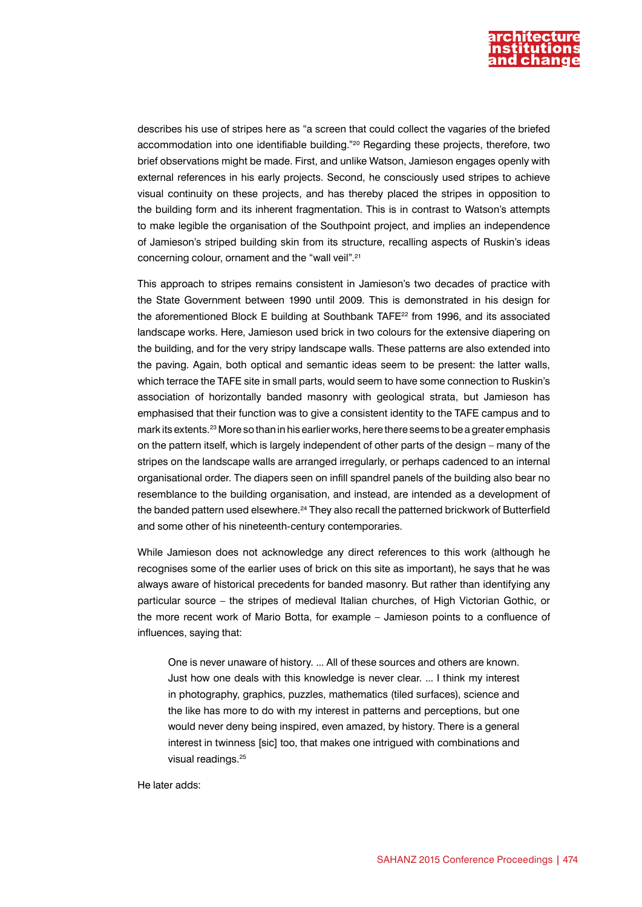describes his use of stripes here as "a screen that could collect the vagaries of the briefed accommodation into one identifiable building."[20] Regarding these projects, therefore, two brief observations might be made. First, and unlike Watson, Jamieson engages openly with external references in his early projects. Second, he consciously used stripes to achieve visual continuity on these projects, and has thereby placed the stripes in opposition to the building form and its inherent fragmentation. This is in contrast to Watson's attempts to make legible the organisation of the Southpoint project, and implies an independence of Jamieson's striped building skin from its structure, recalling aspects of Ruskin's ideas concerning colour, ornament and the "wall veil".[21]

This approach to stripes remains consistent in Jamieson's two decades of practice with the State Government between 1990 until 2009. This is demonstrated in his design for the aforementioned Block E building at Southbank TAFE[22] from 1996, and its associated landscape works. Here, Jamieson used brick in two colours for the extensive diapering on the building, and for the very stripy landscape walls. These patterns are also extended into the paving. Again, both optical and semantic ideas seem to be present: the latter walls, which terrace the TAFE site in small parts, would seem to have some connection to Ruskin's association of horizontally banded masonry with geological strata, but Jamieson has emphasised that their function was to give a consistent identity to the TAFE campus and to mark its extents.[23] More so than in his earlier works, here there seems to be a greater emphasis on the pattern itself, which is largely independent of other parts of the design – many of the stripes on the landscape walls are arranged irregularly, or perhaps cadenced to an internal organisational order. The diapers seen on infill spandrel panels of the building also bear no resemblance to the building organisation, and instead, are intended as a development of the banded pattern used elsewhere.[24] They also recall the patterned brickwork of Butterfield and some other of his nineteenth-century contemporaries.

While Jamieson does not acknowledge any direct references to this work (although he recognises some of the earlier uses of brick on this site as important), he says that he was always aware of historical precedents for banded masonry. But rather than identifying any particular source – the stripes of medieval Italian churches, of High Victorian Gothic, or the more recent work of Mario Botta, for example – Jamieson points to a confluence of influences, saying that:

> One is never unaware of history. ... All of these sources and others are known. Just how one deals with this knowledge is never clear. ... I think my interest in photography, graphics, puzzles, mathematics (tiled surfaces), science and the like has more to do with my interest in patterns and perceptions, but one would never deny being inspired, even amazed, by history. There is a general interest in twinness [sic] too, that makes one intrigued with combinations and visual readings.[25]

He later adds: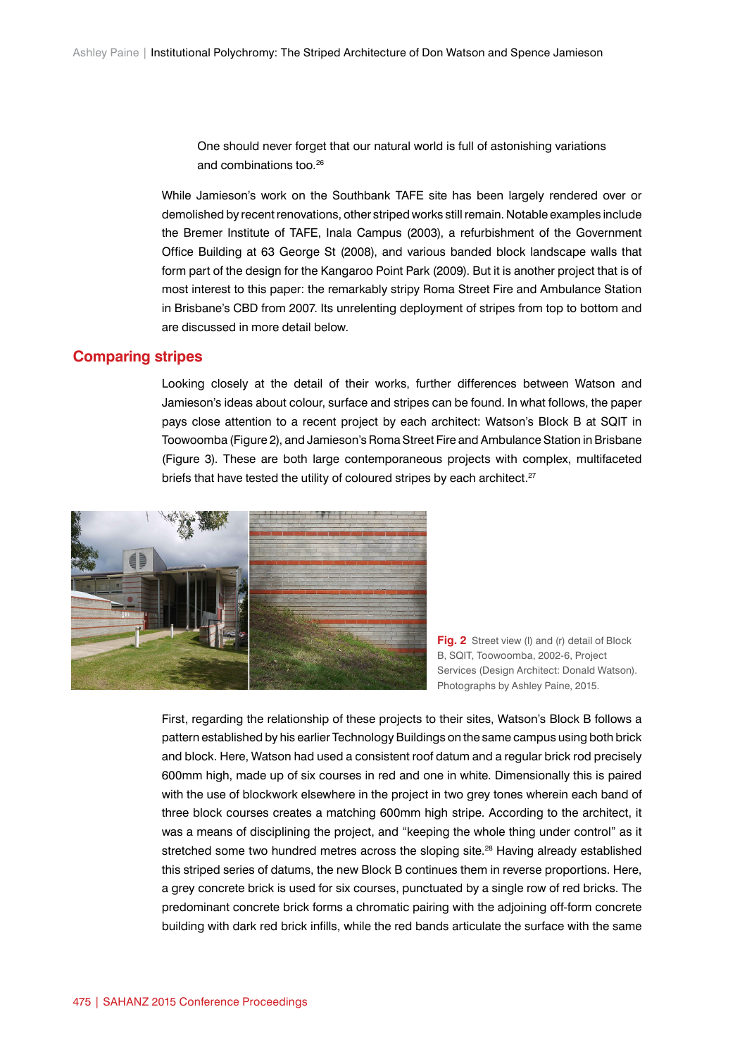> One should never forget that our natural world is full of astonishing variations and combinations too.[26]

While Jamieson's work on the Southbank TAFE site has been largely rendered over or demolished by recent renovations, other striped works still remain. Notable examples include the Bremer Institute of TAFE, Inala Campus (2003), a refurbishment of the Government Office Building at 63 George St (2008), and various banded block landscape walls that form part of the design for the Kangaroo Point Park (2009). But it is another project that is of most interest to this paper: the remarkably stripy Roma Street Fire and Ambulance Station in Brisbane's CBD from 2007. Its unrelenting deployment of stripes from top to bottom and are discussed in more detail below.

## Comparing stripes

Looking closely at the detail of their works, further differences between Watson and Jamieson's ideas about colour, surface and stripes can be found. In what follows, the paper pays close attention to a recent project by each architect: Watson's Block B at SQIT in Toowoomba (Figure 2), and Jamieson's Roma Street Fire and Ambulance Station in Brisbane (Figure 3). These are both large contemporaneous projects with complex, multifaceted briefs that have tested the utility of coloured stripes by each architect.[27]

**Fig. 2** Street view (l) and (r) detail of Block B, SQIT, Toowoomba, 2002-6, Project Services (Design Architect: Donald Watson). Photographs by Ashley Paine, 2015.

First, regarding the relationship of these projects to their sites, Watson's Block B follows a pattern established by his earlier Technology Buildings on the same campus using both brick and block. Here, Watson had used a consistent roof datum and a regular brick rod precisely 600mm high, made up of six courses in red and one in white. Dimensionally this is paired with the use of blockwork elsewhere in the project in two grey tones wherein each band of three block courses creates a matching 600mm high stripe. According to the architect, it was a means of disciplining the project, and "keeping the whole thing under control" as it stretched some two hundred metres across the sloping site.[28] Having already established this striped series of datums, the new Block B continues them in reverse proportions. Here, a grey concrete brick is used for six courses, punctuated by a single row of red bricks. The predominant concrete brick forms a chromatic pairing with the adjoining off-form concrete building with dark red brick infills, while the red bands articulate the surface with the same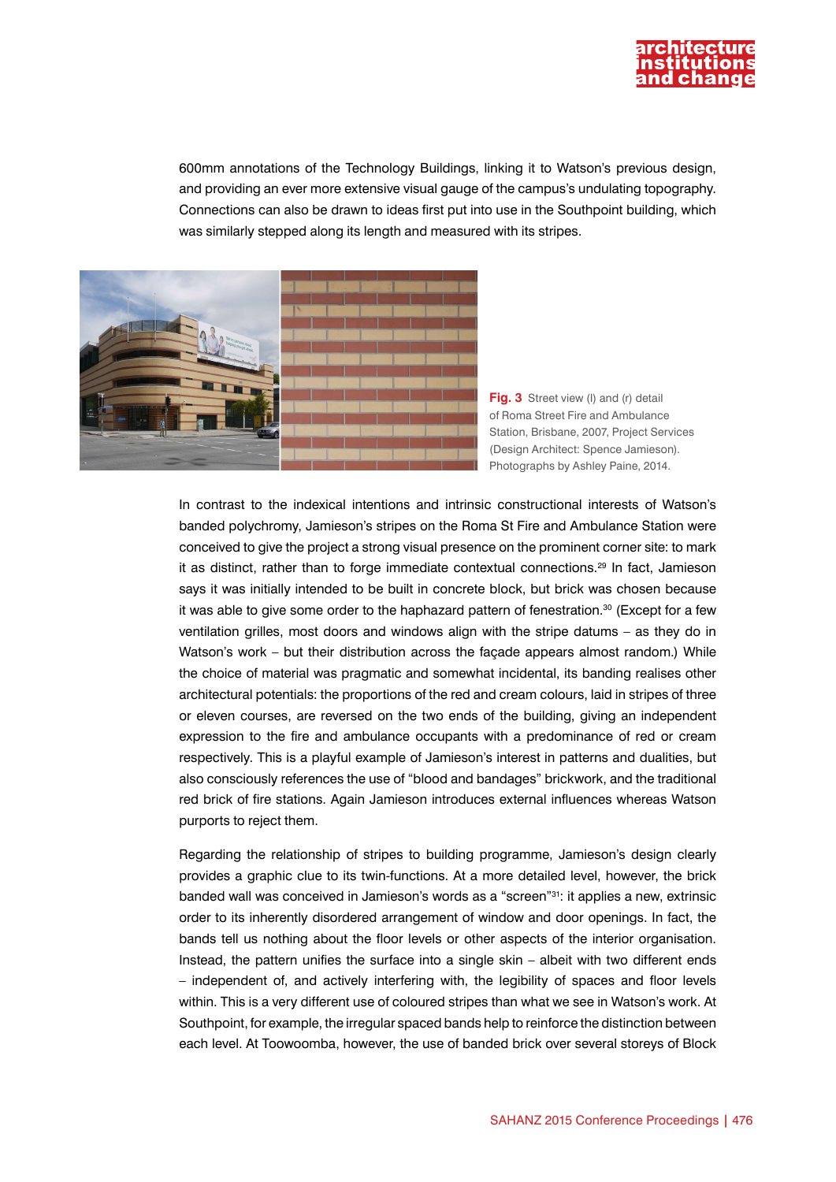600mm annotations of the Technology Buildings, linking it to Watson's previous design, and providing an ever more extensive visual gauge of the campus's undulating topography. Connections can also be drawn to ideas first put into use in the Southpoint building, which was similarly stepped along its length and measured with its stripes.

**Fig. 3** Street view (l) and (r) detail of Roma Street Fire and Ambulance Station, Brisbane, 2007, Project Services (Design Architect: Spence Jamieson). Photographs by Ashley Paine, 2014.

In contrast to the indexical intentions and intrinsic constructional interests of Watson's banded polychromy, Jamieson's stripes on the Roma St Fire and Ambulance Station were conceived to give the project a strong visual presence on the prominent corner site: to mark it as distinct, rather than to forge immediate contextual connections.[29] In fact, Jamieson says it was initially intended to be built in concrete block, but brick was chosen because it was able to give some order to the haphazard pattern of fenestration.[30] (Except for a few ventilation grilles, most doors and windows align with the stripe datums – as they do in Watson's work – but their distribution across the façade appears almost random.) While the choice of material was pragmatic and somewhat incidental, its banding realises other architectural potentials: the proportions of the red and cream colours, laid in stripes of three or eleven courses, are reversed on the two ends of the building, giving an independent expression to the fire and ambulance occupants with a predominance of red or cream respectively. This is a playful example of Jamieson's interest in patterns and dualities, but also consciously references the use of "blood and bandages" brickwork, and the traditional red brick of fire stations. Again Jamieson introduces external influences whereas Watson purports to reject them.

Regarding the relationship of stripes to building programme, Jamieson's design clearly provides a graphic clue to its twin-functions. At a more detailed level, however, the brick banded wall was conceived in Jamieson's words as a "screen"[31]: it applies a new, extrinsic order to its inherently disordered arrangement of window and door openings. In fact, the bands tell us nothing about the floor levels or other aspects of the interior organisation. Instead, the pattern unifies the surface into a single skin – albeit with two different ends – independent of, and actively interfering with, the legibility of spaces and floor levels within. This is a very different use of coloured stripes than what we see in Watson's work. At Southpoint, for example, the irregular spaced bands help to reinforce the distinction between each level. At Toowoomba, however, the use of banded brick over several storeys of Block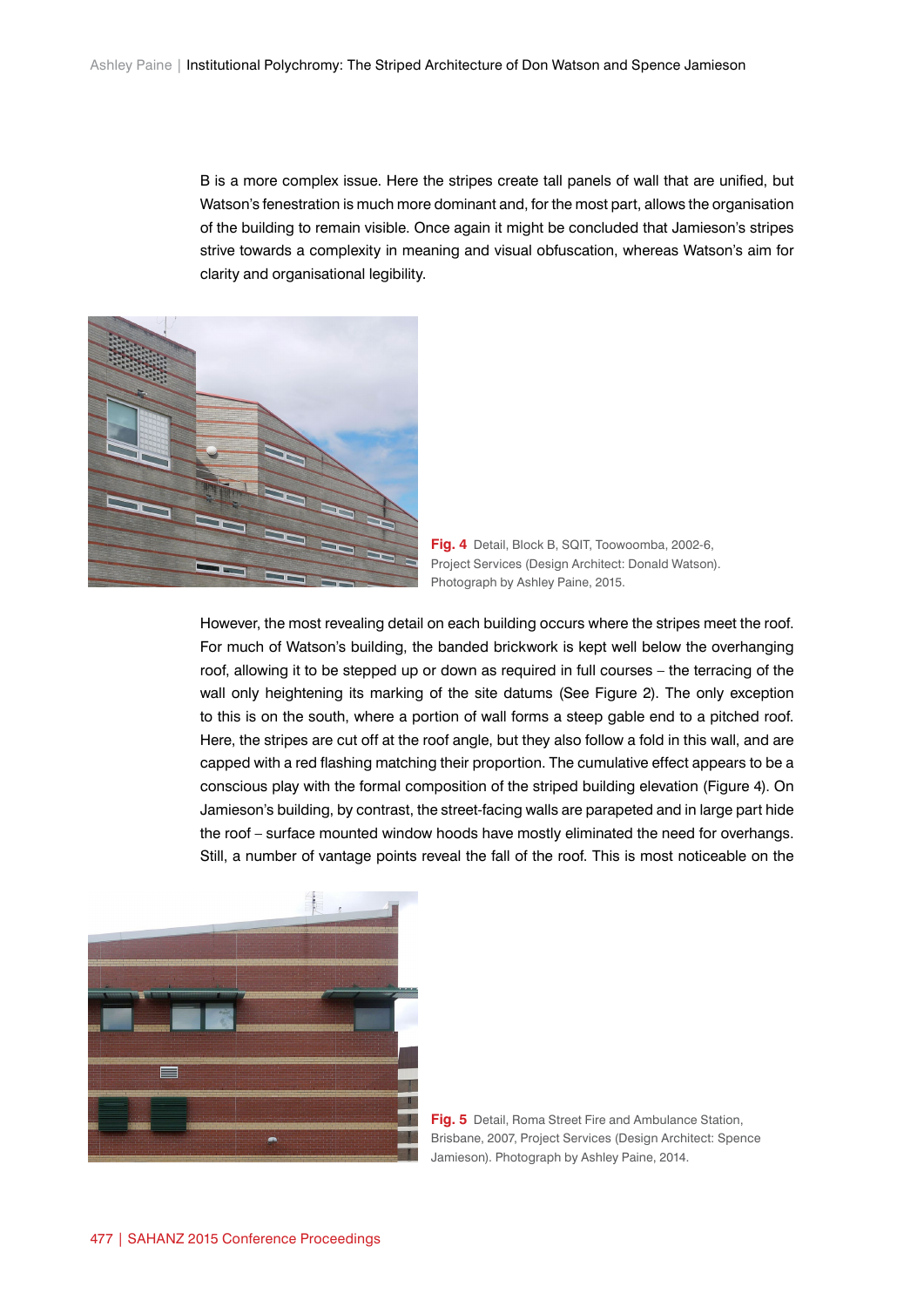B is a more complex issue. Here the stripes create tall panels of wall that are unified, but Watson's fenestration is much more dominant and, for the most part, allows the organisation of the building to remain visible. Once again it might be concluded that Jamieson's stripes strive towards a complexity in meaning and visual obfuscation, whereas Watson's aim for clarity and organisational legibility.

**Fig. 4** Detail, Block B, SQIT, Toowoomba, 2002-6, Project Services (Design Architect: Donald Watson). Photograph by Ashley Paine, 2015.

However, the most revealing detail on each building occurs where the stripes meet the roof. For much of Watson's building, the banded brickwork is kept well below the overhanging roof, allowing it to be stepped up or down as required in full courses – the terracing of the wall only heightening its marking of the site datums (See Figure 2). The only exception to this is on the south, where a portion of wall forms a steep gable end to a pitched roof. Here, the stripes are cut off at the roof angle, but they also follow a fold in this wall, and are capped with a red flashing matching their proportion. The cumulative effect appears to be a conscious play with the formal composition of the striped building elevation (Figure 4). On Jamieson's building, by contrast, the street-facing walls are parapeted and in large part hide the roof – surface mounted window hoods have mostly eliminated the need for overhangs. Still, a number of vantage points reveal the fall of the roof. This is most noticeable on the

**Fig. 5** Detail, Roma Street Fire and Ambulance Station, Brisbane, 2007, Project Services (Design Architect: Spence Jamieson). Photograph by Ashley Paine, 2014.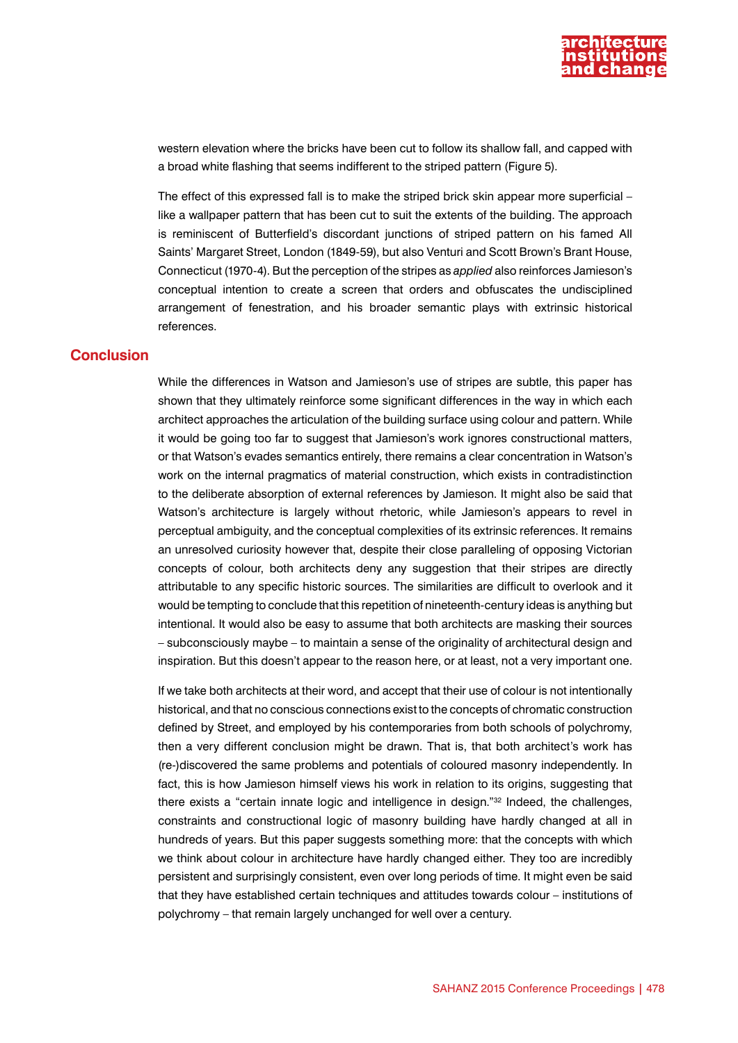western elevation where the bricks have been cut to follow its shallow fall, and capped with a broad white flashing that seems indifferent to the striped pattern (Figure 5).

The effect of this expressed fall is to make the striped brick skin appear more superficial – like a wallpaper pattern that has been cut to suit the extents of the building. The approach is reminiscent of Butterfield's discordant junctions of striped pattern on his famed All Saints' Margaret Street, London (1849-59), but also Venturi and Scott Brown's Brant House, Connecticut (1970-4). But the perception of the stripes as *applied* also reinforces Jamieson's conceptual intention to create a screen that orders and obfuscates the undisciplined arrangement of fenestration, and his broader semantic plays with extrinsic historical references.

## Conclusion

While the differences in Watson and Jamieson's use of stripes are subtle, this paper has shown that they ultimately reinforce some significant differences in the way in which each architect approaches the articulation of the building surface using colour and pattern. While it would be going too far to suggest that Jamieson's work ignores constructional matters, or that Watson's evades semantics entirely, there remains a clear concentration in Watson's work on the internal pragmatics of material construction, which exists in contradistinction to the deliberate absorption of external references by Jamieson. It might also be said that Watson's architecture is largely without rhetoric, while Jamieson's appears to revel in perceptual ambiguity, and the conceptual complexities of its extrinsic references. It remains an unresolved curiosity however that, despite their close paralleling of opposing Victorian concepts of colour, both architects deny any suggestion that their stripes are directly attributable to any specific historic sources. The similarities are difficult to overlook and it would be tempting to conclude that this repetition of nineteenth-century ideas is anything but intentional. It would also be easy to assume that both architects are masking their sources – subconsciously maybe – to maintain a sense of the originality of architectural design and inspiration. But this doesn't appear to the reason here, or at least, not a very important one.

If we take both architects at their word, and accept that their use of colour is not intentionally historical, and that no conscious connections exist to the concepts of chromatic construction defined by Street, and employed by his contemporaries from both schools of polychromy, then a very different conclusion might be drawn. That is, that both architect's work has (re-)discovered the same problems and potentials of coloured masonry independently. In fact, this is how Jamieson himself views his work in relation to its origins, suggesting that there exists a "certain innate logic and intelligence in design."[32] Indeed, the challenges, constraints and constructional logic of masonry building have hardly changed at all in hundreds of years. But this paper suggests something more: that the concepts with which we think about colour in architecture have hardly changed either. They too are incredibly persistent and surprisingly consistent, even over long periods of time. It might even be said that they have established certain techniques and attitudes towards colour – institutions of polychromy – that remain largely unchanged for well over a century.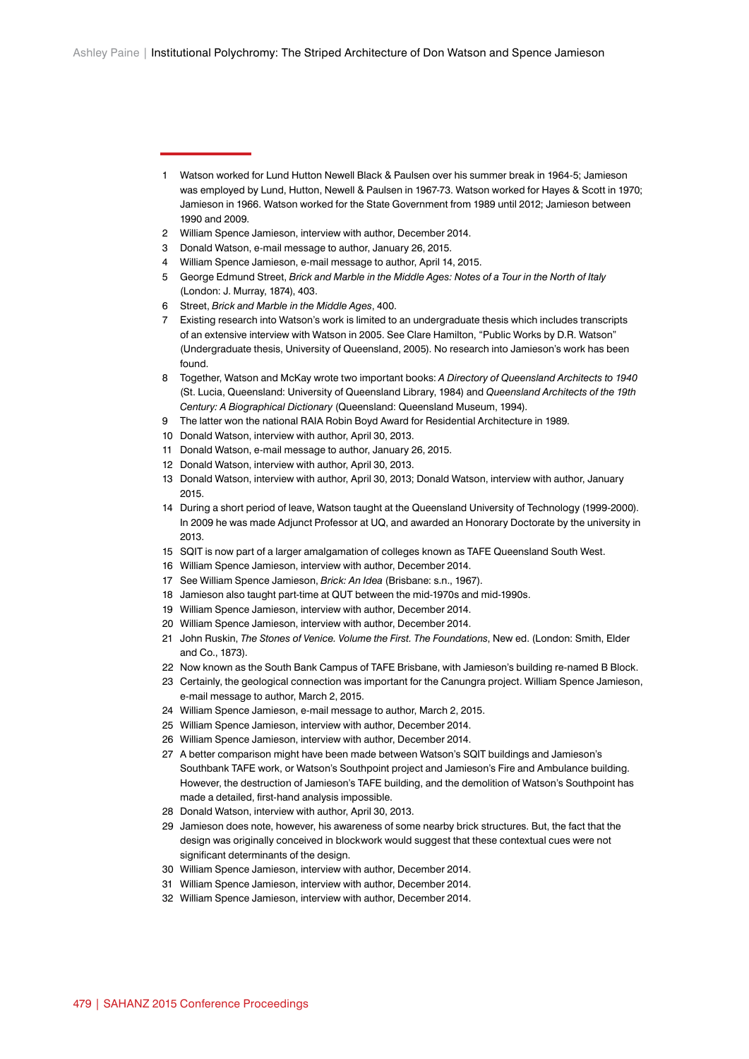1. Watson worked for Lund Hutton Newell Black & Paulsen over his summer break in 1964-5; Jamieson was employed by Lund, Hutton, Newell & Paulsen in 1967-73. Watson worked for Hayes & Scott in 1970; Jamieson in 1966. Watson worked for the State Government from 1989 until 2012; Jamieson between 1990 and 2009.
2. William Spence Jamieson, interview with author, December 2014.
3. Donald Watson, e-mail message to author, January 26, 2015.
4. William Spence Jamieson, e-mail message to author, April 14, 2015.
5. George Edmund Street, *Brick and Marble in the Middle Ages: Notes of a Tour in the North of Italy* (London: J. Murray, 1874), 403.
6. Street, *Brick and Marble in the Middle Ages*, 400.
7. Existing research into Watson's work is limited to an undergraduate thesis which includes transcripts of an extensive interview with Watson in 2005. See Clare Hamilton, "Public Works by D.R. Watson" (Undergraduate thesis, University of Queensland, 2005). No research into Jamieson's work has been found.
8. Together, Watson and McKay wrote two important books: *A Directory of Queensland Architects to 1940* (St. Lucia, Queensland: University of Queensland Library, 1984) and *Queensland Architects of the 19th Century: A Biographical Dictionary* (Queensland: Queensland Museum, 1994).
9. The latter won the national RAIA Robin Boyd Award for Residential Architecture in 1989.
10. Donald Watson, interview with author, April 30, 2013.
11. Donald Watson, e-mail message to author, January 26, 2015.
12. Donald Watson, interview with author, April 30, 2013.
13. Donald Watson, interview with author, April 30, 2013; Donald Watson, interview with author, January 2015.
14. During a short period of leave, Watson taught at the Queensland University of Technology (1999-2000). In 2009 he was made Adjunct Professor at UQ, and awarded an Honorary Doctorate by the university in 2013.
15. SQIT is now part of a larger amalgamation of colleges known as TAFE Queensland South West.
16. William Spence Jamieson, interview with author, December 2014.
17. See William Spence Jamieson, *Brick: An Idea* (Brisbane: s.n., 1967).
18. Jamieson also taught part-time at QUT between the mid-1970s and mid-1990s.
19. William Spence Jamieson, interview with author, December 2014.
20. William Spence Jamieson, interview with author, December 2014.
21. John Ruskin, *The Stones of Venice. Volume the First. The Foundations*, New ed. (London: Smith, Elder and Co., 1873).
22. Now known as the South Bank Campus of TAFE Brisbane, with Jamieson's building re-named B Block.
23. Certainly, the geological connection was important for the Canungra project. William Spence Jamieson, e-mail message to author, March 2, 2015.
24. William Spence Jamieson, e-mail message to author, March 2, 2015.
25. William Spence Jamieson, interview with author, December 2014.
26. William Spence Jamieson, interview with author, December 2014.
27. A better comparison might have been made between Watson's SQIT buildings and Jamieson's Southbank TAFE work, or Watson's Southpoint project and Jamieson's Fire and Ambulance building. However, the destruction of Jamieson's TAFE building, and the demolition of Watson's Southpoint has made a detailed, first-hand analysis impossible.
28. Donald Watson, interview with author, April 30, 2013.
29. Jamieson does note, however, his awareness of some nearby brick structures. But, the fact that the design was originally conceived in blockwork would suggest that these contextual cues were not significant determinants of the design.
30. William Spence Jamieson, interview with author, December 2014.
31. William Spence Jamieson, interview with author, December 2014.
32. William Spence Jamieson, interview with author, December 2014.